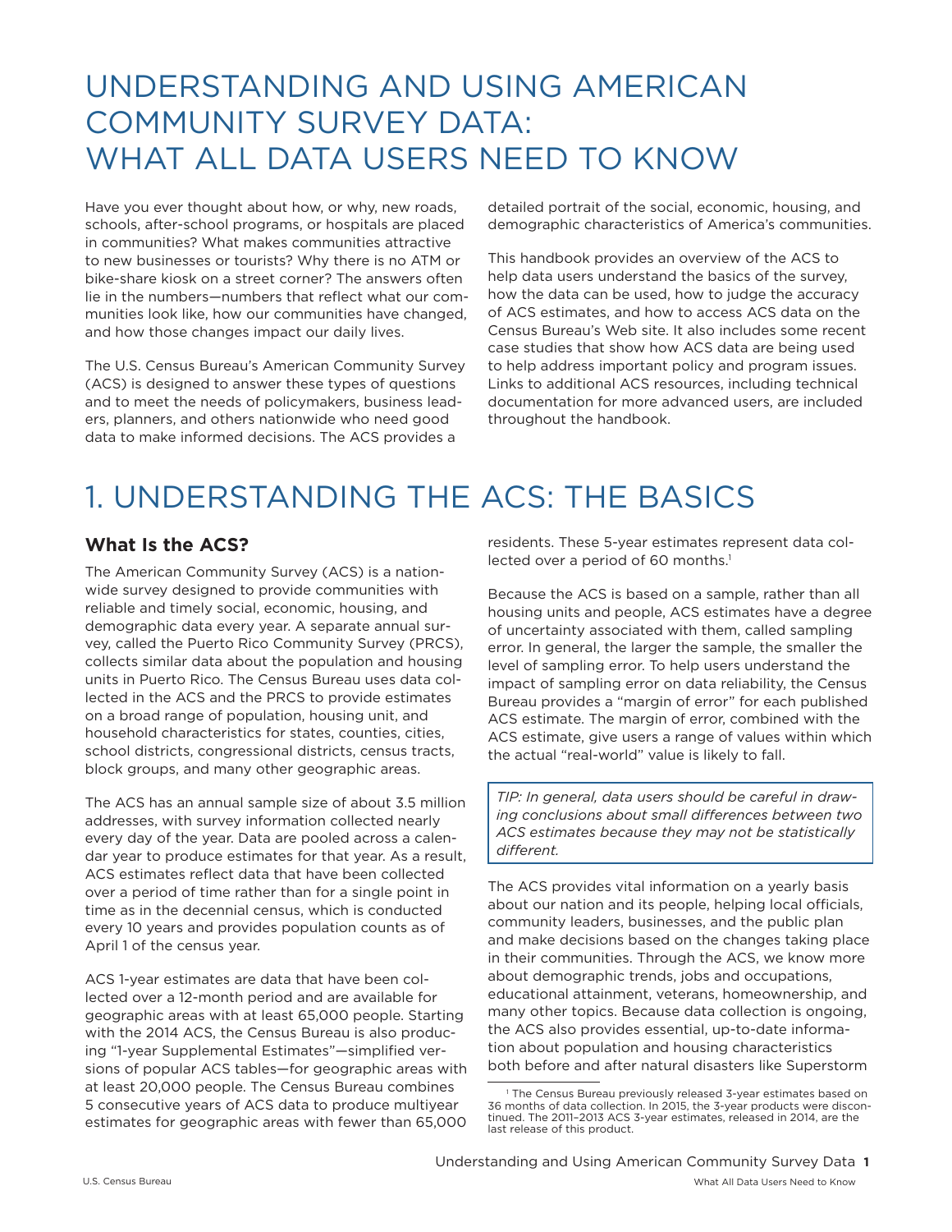# UNDERSTANDING AND USING AMERICAN COMMUNITY SURVEY DATA: WHAT ALL DATA USERS NEED TO KNOW

Have you ever thought about how, or why, new roads, schools, after-school programs, or hospitals are placed in communities? What makes communities attractive to new businesses or tourists? Why there is no ATM or bike-share kiosk on a street corner? The answers often lie in the numbers—numbers that reflect what our communities look like, how our communities have changed, and how those changes impact our daily lives.

The U.S. Census Bureau's American Community Survey (ACS) is designed to answer these types of questions and to meet the needs of policymakers, business leaders, planners, and others nationwide who need good data to make informed decisions. The ACS provides a detailed portrait of the social, economic, housing, and demographic characteristics of America's communities.

This handbook provides an overview of the ACS to help data users understand the basics of the survey, how the data can be used, how to judge the accuracy of ACS estimates, and how to access ACS data on the Census Bureau's Web site. It also includes some recent case studies that show how ACS data are being used to help address important policy and program issues. Links to additional ACS resources, including technical documentation for more advanced users, are included throughout the handbook.

# 1. UNDERSTANDING THE ACS: THE BASICS

## What Is the ACS?

The American Community Survey (ACS) is a nationwide survey designed to provide communities with reliable and timely social, economic, housing, and demographic data every year. A separate annual survey, called the Puerto Rico Community Survey (PRCS), collects similar data about the population and housing units in Puerto Rico. The Census Bureau uses data collected in the ACS and the PRCS to provide estimates on a broad range of population, housing unit, and household characteristics for states, counties, cities, school districts, congressional districts, census tracts, block groups, and many other geographic areas.

The ACS has an annual sample size of about 3.5 million addresses, with survey information collected nearly every day of the year. Data are pooled across a calendar year to produce estimates for that year. As a result, ACS estimates reflect data that have been collected over a period of time rather than for a single point in time as in the decennial census, which is conducted every 10 years and provides population counts as of April 1 of the census year.

ACS 1-year estimates are data that have been collected over a 12-month period and are available for geographic areas with at least 65,000 people. Starting with the 2014 ACS, the Census Bureau is also producing "1-year Supplemental Estimates"—simplified versions of popular ACS tables—for geographic areas with at least 20,000 people. The Census Bureau combines 5 consecutive years of ACS data to produce multiyear estimates for geographic areas with fewer than 65,000 residents. These 5-year estimates represent data collected over a period of 60 months.[1]

Because the ACS is based on a sample, rather than all housing units and people, ACS estimates have a degree of uncertainty associated with them, called sampling error. In general, the larger the sample, the smaller the level of sampling error. To help users understand the impact of sampling error on data reliability, the Census Bureau provides a "margin of error" for each published ACS estimate. The margin of error, combined with the ACS estimate, give users a range of values within which the actual "real-world" value is likely to fall.

> *TIP: In general, data users should be careful in drawing conclusions about small differences between two ACS estimates because they may not be statistically different.*

The ACS provides vital information on a yearly basis about our nation and its people, helping local officials, community leaders, businesses, and the public plan and make decisions based on the changes taking place in their communities. Through the ACS, we know more about demographic trends, jobs and occupations, educational attainment, veterans, homeownership, and many other topics. Because data collection is ongoing, the ACS also provides essential, up-to-date information about population and housing characteristics both before and after natural disasters like Superstorm

[1] The Census Bureau previously released 3-year estimates based on 36 months of data collection. In 2015, the 3-year products were discontinued. The 2011–2013 ACS 3-year estimates, released in 2014, are the last release of this product.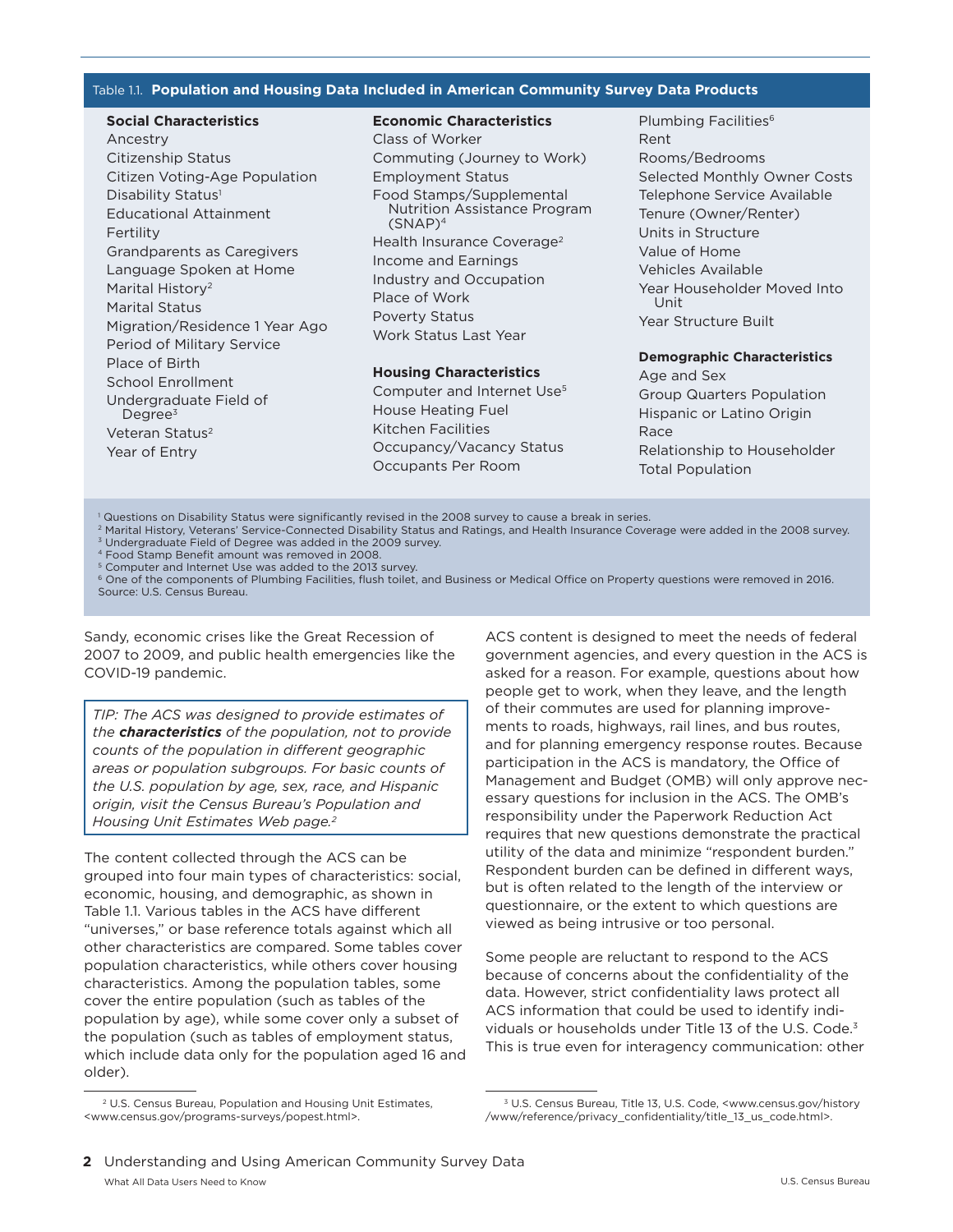Table 1.1. **Population and Housing Data Included in American Community Survey Data Products**

| Social Characteristics | Economic Characteristics | Housing Characteristics (cont.) |
|---|---|---|
| Ancestry | Class of Worker | Plumbing Facilities[6] |
| Citizenship Status | Commuting (Journey to Work) | Rent |
| Citizen Voting-Age Population | Employment Status | Rooms/Bedrooms |
| Disability Status[1] | Food Stamps/Supplemental Nutrition Assistance Program (SNAP)[4] | Selected Monthly Owner Costs |
| Educational Attainment | Health Insurance Coverage[2] | Telephone Service Available |
| Fertility | Income and Earnings | Tenure (Owner/Renter) |
| Grandparents as Caregivers | Industry and Occupation | Units in Structure |
| Language Spoken at Home | Place of Work | Value of Home |
| Marital History[2] | Poverty Status | Vehicles Available |
| Marital Status | Work Status Last Year | Year Householder Moved Into Unit |
| Migration/Residence 1 Year Ago | | Year Structure Built |
| Period of Military Service | **Housing Characteristics** | |
| Place of Birth | Computer and Internet Use[5] | **Demographic Characteristics** |
| School Enrollment | House Heating Fuel | Age and Sex |
| Undergraduate Field of Degree[3] | Kitchen Facilities | Group Quarters Population |
| Veteran Status[2] | Occupancy/Vacancy Status | Hispanic or Latino Origin |
| Year of Entry | Occupants Per Room | Race |
| | | Relationship to Householder |
| | | Total Population |

[1] Questions on Disability Status were significantly revised in the 2008 survey to cause a break in series.
[2] Marital History, Veterans' Service-Connected Disability Status and Ratings, and Health Insurance Coverage were added in the 2008 survey.
[3] Undergraduate Field of Degree was added in the 2009 survey.
[4] Food Stamp Benefit amount was removed in 2008.
[5] Computer and Internet Use was added to the 2013 survey.
[6] One of the components of Plumbing Facilities, flush toilet, and Business or Medical Office on Property questions were removed in 2016.
Source: U.S. Census Bureau.

Sandy, economic crises like the Great Recession of 2007 to 2009, and public health emergencies like the COVID-19 pandemic.

> *TIP: The ACS was designed to provide estimates of the **characteristics** of the population, not to provide counts of the population in different geographic areas or population subgroups. For basic counts of the U.S. population by age, sex, race, and Hispanic origin, visit the Census Bureau's Population and Housing Unit Estimates Web page.[2]*

The content collected through the ACS can be grouped into four main types of characteristics: social, economic, housing, and demographic, as shown in Table 1.1. Various tables in the ACS have different "universes," or base reference totals against which all other characteristics are compared. Some tables cover population characteristics, while others cover housing characteristics. Among the population tables, some cover the entire population (such as tables of the population by age), while some cover only a subset of the population (such as tables of employment status, which include data only for the population aged 16 and older).

ACS content is designed to meet the needs of federal government agencies, and every question in the ACS is asked for a reason. For example, questions about how people get to work, when they leave, and the length of their commutes are used for planning improvements to roads, highways, rail lines, and bus routes, and for planning emergency response routes. Because participation in the ACS is mandatory, the Office of Management and Budget (OMB) will only approve necessary questions for inclusion in the ACS. The OMB's responsibility under the Paperwork Reduction Act requires that new questions demonstrate the practical utility of the data and minimize "respondent burden." Respondent burden can be defined in different ways, but is often related to the length of the interview or questionnaire, or the extent to which questions are viewed as being intrusive or too personal.

Some people are reluctant to respond to the ACS because of concerns about the confidentiality of the data. However, strict confidentiality laws protect all ACS information that could be used to identify individuals or households under Title 13 of the U.S. Code.[3] This is true even for interagency communication: other

[2] U.S. Census Bureau, Population and Housing Unit Estimates, <www.census.gov/programs-surveys/popest.html>.

[3] U.S. Census Bureau, Title 13, U.S. Code, <www.census.gov/history/www/reference/privacy_confidentiality/title_13_us_code.html>.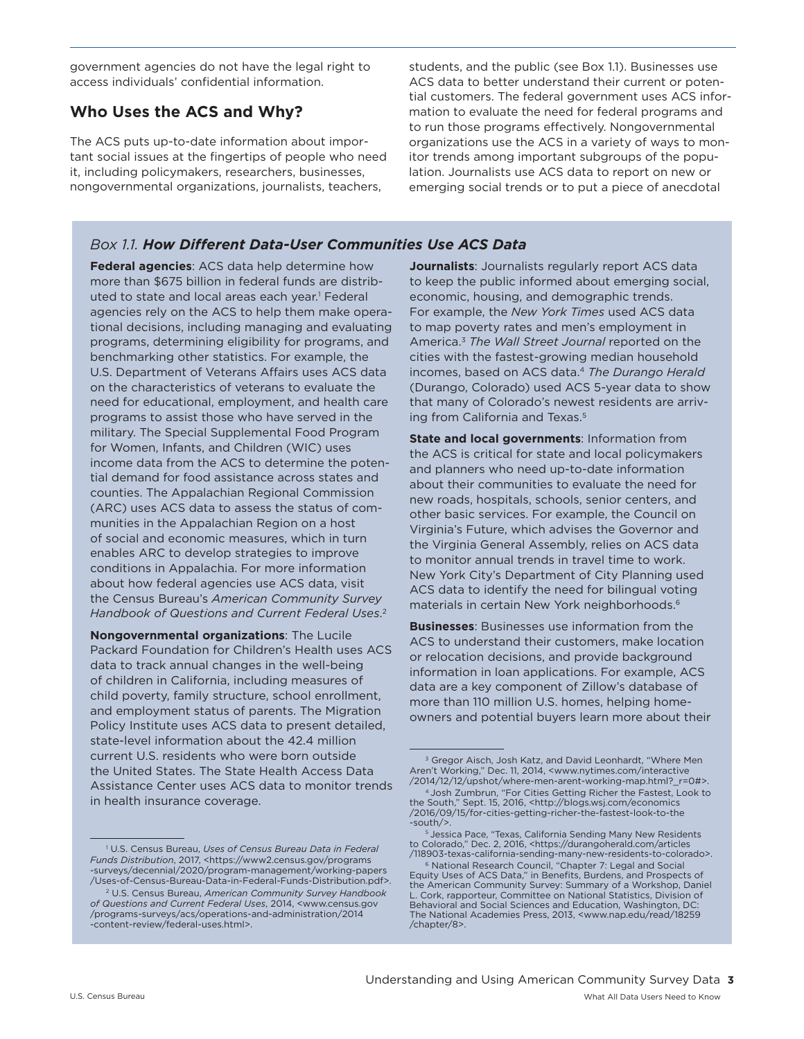government agencies do not have the legal right to access individuals' confidential information.

## Who Uses the ACS and Why?

The ACS puts up-to-date information about important social issues at the fingertips of people who need it, including policymakers, researchers, businesses, nongovernmental organizations, journalists, teachers, students, and the public (see Box 1.1). Businesses use ACS data to better understand their current or potential customers. The federal government uses ACS information to evaluate the need for federal programs and to run those programs effectively. Nongovernmental organizations use the ACS in a variety of ways to monitor trends among important subgroups of the population. Journalists use ACS data to report on new or emerging social trends or to put a piece of anecdotal

### *Box 1.1.* ***How Different Data-User Communities Use ACS Data***

**Federal agencies**: ACS data help determine how more than $675 billion in federal funds are distributed to state and local areas each year.[1] Federal agencies rely on the ACS to help them make operational decisions, including managing and evaluating programs, determining eligibility for programs, and benchmarking other statistics. For example, the U.S. Department of Veterans Affairs uses ACS data on the characteristics of veterans to evaluate the need for educational, employment, and health care programs to assist those who have served in the military. The Special Supplemental Food Program for Women, Infants, and Children (WIC) uses income data from the ACS to determine the potential demand for food assistance across states and counties. The Appalachian Regional Commission (ARC) uses ACS data to assess the status of communities in the Appalachian Region on a host of social and economic measures, which in turn enables ARC to develop strategies to improve conditions in Appalachia. For more information about how federal agencies use ACS data, visit the Census Bureau's *American Community Survey Handbook of Questions and Current Federal Uses*.[2]

**Nongovernmental organizations**: The Lucile Packard Foundation for Children's Health uses ACS data to track annual changes in the well-being of children in California, including measures of child poverty, family structure, school enrollment, and employment status of parents. The Migration Policy Institute uses ACS data to present detailed, state-level information about the 42.4 million current U.S. residents who were born outside the United States. The State Health Access Data Assistance Center uses ACS data to monitor trends in health insurance coverage.

**Journalists**: Journalists regularly report ACS data to keep the public informed about emerging social, economic, housing, and demographic trends. For example, the *New York Times* used ACS data to map poverty rates and men's employment in America.[3] *The Wall Street Journal* reported on the cities with the fastest-growing median household incomes, based on ACS data.[4] *The Durango Herald* (Durango, Colorado) used ACS 5-year data to show that many of Colorado's newest residents are arriving from California and Texas.[5]

**State and local governments**: Information from the ACS is critical for state and local policymakers and planners who need up-to-date information about their communities to evaluate the need for new roads, hospitals, schools, senior centers, and other basic services. For example, the Council on Virginia's Future, which advises the Governor and the Virginia General Assembly, relies on ACS data to monitor annual trends in travel time to work. New York City's Department of City Planning used ACS data to identify the need for bilingual voting materials in certain New York neighborhoods.[6]

**Businesses**: Businesses use information from the ACS to understand their customers, make location or relocation decisions, and provide background information in loan applications. For example, ACS data are a key component of Zillow's database of more than 110 million U.S. homes, helping homeowners and potential buyers learn more about their

---

[1] U.S. Census Bureau, *Uses of Census Bureau Data in Federal Funds Distribution*, 2017, <https://www2.census.gov/programs-surveys/decennial/2020/program-management/working-papers/Uses-of-Census-Bureau-Data-in-Federal-Funds-Distribution.pdf>.

[2] U.S. Census Bureau, *American Community Survey Handbook of Questions and Current Federal Uses*, 2014, <www.census.gov/programs-surveys/acs/operations-and-administration/2014-content-review/federal-uses.html>.

[3] Gregor Aisch, Josh Katz, and David Leonhardt, "Where Men Aren't Working," Dec. 11, 2014, <www.nytimes.com/interactive/2014/12/12/upshot/where-men-arent-working-map.html?_r=0#>.

[4] Josh Zumbrun, "For Cities Getting Richer the Fastest, Look to the South," Sept. 15, 2016, <http://blogs.wsj.com/economics/2016/09/15/for-cities-getting-richer-the-fastest-look-to-the-south/>.

[5] Jessica Pace, "Texas, California Sending Many New Residents to Colorado," Dec. 2, 2016, <https://durangoherald.com/articles/118903-texas-california-sending-many-new-residents-to-colorado>.

[6] National Research Council, "Chapter 7: Legal and Social Equity Uses of ACS Data," in Benefits, Burdens, and Prospects of the American Community Survey: Summary of a Workshop, Daniel L. Cork, rapporteur, Committee on National Statistics, Division of Behavioral and Social Sciences and Education, Washington, DC: The National Academies Press, 2013, <www.nap.edu/read/18259/chapter/8>.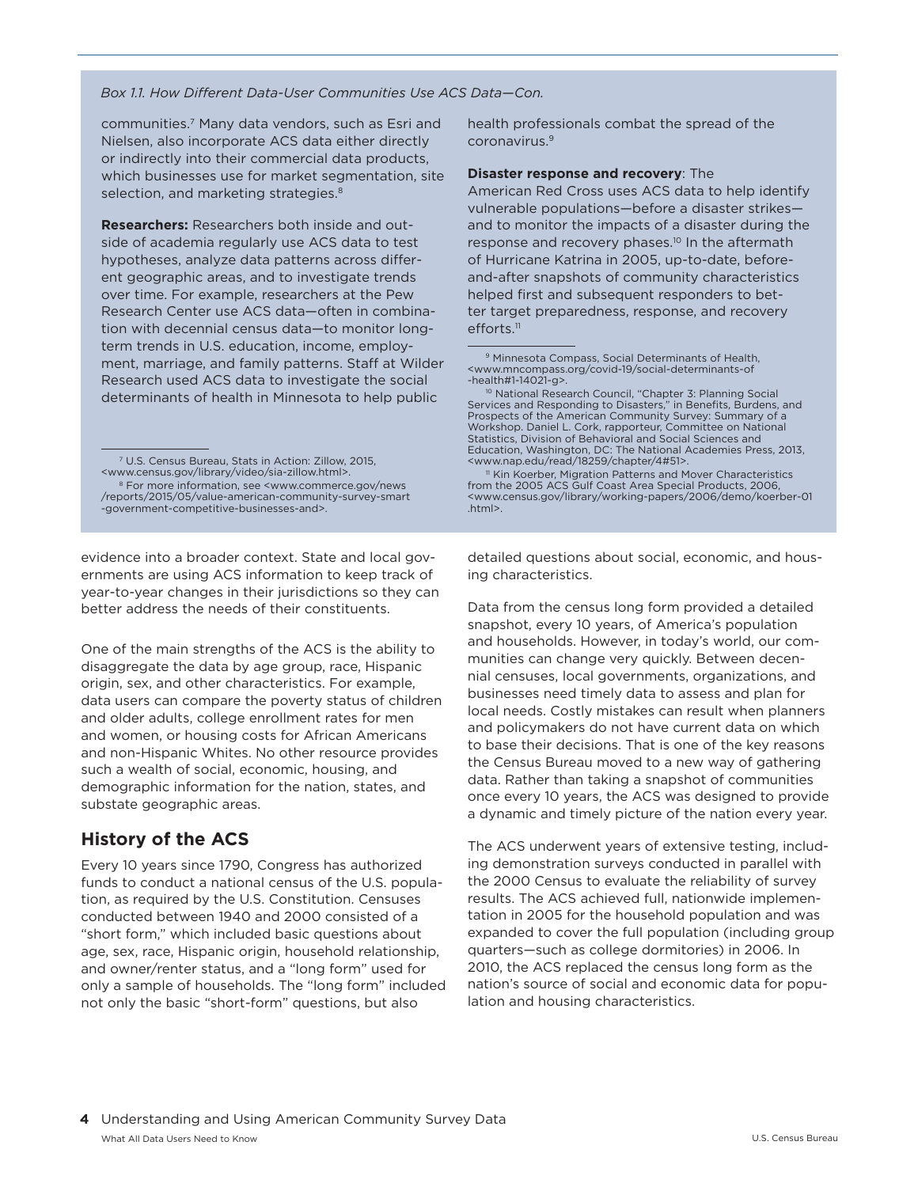*Box 1.1. How Different Data-User Communities Use ACS Data—Con.*

communities.[7] Many data vendors, such as Esri and Nielsen, also incorporate ACS data either directly or indirectly into their commercial data products, which businesses use for market segmentation, site selection, and marketing strategies.[8]

**Researchers:** Researchers both inside and outside of academia regularly use ACS data to test hypotheses, analyze data patterns across different geographic areas, and to investigate trends over time. For example, researchers at the Pew Research Center use ACS data—often in combination with decennial census data—to monitor long-term trends in U.S. education, income, employment, marriage, and family patterns. Staff at Wilder Research used ACS data to investigate the social determinants of health in Minnesota to help public health professionals combat the spread of the coronavirus.[9]

**Disaster response and recovery**: The American Red Cross uses ACS data to help identify vulnerable populations—before a disaster strikes—and to monitor the impacts of a disaster during the response and recovery phases.[10] In the aftermath of Hurricane Katrina in 2005, up-to-date, before-and-after snapshots of community characteristics helped first and subsequent responders to better target preparedness, response, and recovery efforts.[11]

[7] U.S. Census Bureau, Stats in Action: Zillow, 2015, <www.census.gov/library/video/sia-zillow.html>.

[8] For more information, see <www.commerce.gov/news/reports/2015/05/value-american-community-survey-smart-government-competitive-businesses-and>.

[9] Minnesota Compass, Social Determinants of Health, <www.mncompass.org/covid-19/social-determinants-of-health#1-14021-g>.

[10] National Research Council, "Chapter 3: Planning Social Services and Responding to Disasters," in Benefits, Burdens, and Prospects of the American Community Survey: Summary of a Workshop. Daniel L. Cork, rapporteur, Committee on National Statistics, Division of Behavioral and Social Sciences and Education, Washington, DC: The National Academies Press, 2013, <www.nap.edu/read/18259/chapter/4#51>.

[11] Kin Koerber, Migration Patterns and Mover Characteristics from the 2005 ACS Gulf Coast Area Special Products, 2006, <www.census.gov/library/working-papers/2006/demo/koerber-01.html>.

evidence into a broader context. State and local governments are using ACS information to keep track of year-to-year changes in their jurisdictions so they can better address the needs of their constituents.

One of the main strengths of the ACS is the ability to disaggregate the data by age group, race, Hispanic origin, sex, and other characteristics. For example, data users can compare the poverty status of children and older adults, college enrollment rates for men and women, or housing costs for African Americans and non-Hispanic Whites. No other resource provides such a wealth of social, economic, housing, and demographic information for the nation, states, and substate geographic areas.

## History of the ACS

Every 10 years since 1790, Congress has authorized funds to conduct a national census of the U.S. population, as required by the U.S. Constitution. Censuses conducted between 1940 and 2000 consisted of a "short form," which included basic questions about age, sex, race, Hispanic origin, household relationship, and owner/renter status, and a "long form" used for only a sample of households. The "long form" included not only the basic "short-form" questions, but also detailed questions about social, economic, and housing characteristics.

Data from the census long form provided a detailed snapshot, every 10 years, of America's population and households. However, in today's world, our communities can change very quickly. Between decennial censuses, local governments, organizations, and businesses need timely data to assess and plan for local needs. Costly mistakes can result when planners and policymakers do not have current data on which to base their decisions. That is one of the key reasons the Census Bureau moved to a new way of gathering data. Rather than taking a snapshot of communities once every 10 years, the ACS was designed to provide a dynamic and timely picture of the nation every year.

The ACS underwent years of extensive testing, including demonstration surveys conducted in parallel with the 2000 Census to evaluate the reliability of survey results. The ACS achieved full, nationwide implementation in 2005 for the household population and was expanded to cover the full population (including group quarters—such as college dormitories) in 2006. In 2010, the ACS replaced the census long form as the nation's source of social and economic data for population and housing characteristics.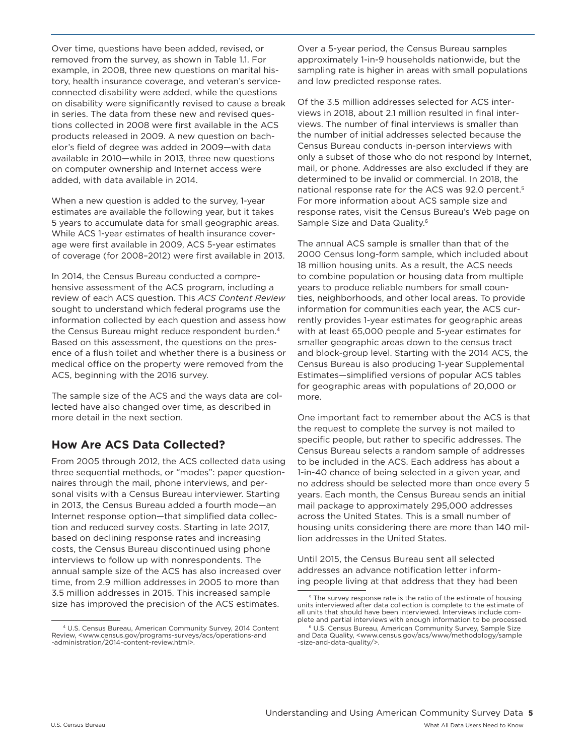Over time, questions have been added, revised, or removed from the survey, as shown in Table 1.1. For example, in 2008, three new questions on marital history, health insurance coverage, and veteran's service-connected disability were added, while the questions on disability were significantly revised to cause a break in series. The data from these new and revised questions collected in 2008 were first available in the ACS products released in 2009. A new question on bachelor's field of degree was added in 2009—with data available in 2010—while in 2013, three new questions on computer ownership and Internet access were added, with data available in 2014.

When a new question is added to the survey, 1-year estimates are available the following year, but it takes 5 years to accumulate data for small geographic areas. While ACS 1-year estimates of health insurance coverage were first available in 2009, ACS 5-year estimates of coverage (for 2008–2012) were first available in 2013.

In 2014, the Census Bureau conducted a comprehensive assessment of the ACS program, including a review of each ACS question. This *ACS Content Review* sought to understand which federal programs use the information collected by each question and assess how the Census Bureau might reduce respondent burden.[4] Based on this assessment, the questions on the presence of a flush toilet and whether there is a business or medical office on the property were removed from the ACS, beginning with the 2016 survey.

The sample size of the ACS and the ways data are collected have also changed over time, as described in more detail in the next section.

## How Are ACS Data Collected?

From 2005 through 2012, the ACS collected data using three sequential methods, or "modes": paper questionnaires through the mail, phone interviews, and personal visits with a Census Bureau interviewer. Starting in 2013, the Census Bureau added a fourth mode—an Internet response option—that simplified data collection and reduced survey costs. Starting in late 2017, based on declining response rates and increasing costs, the Census Bureau discontinued using phone interviews to follow up with nonrespondents. The annual sample size of the ACS has also increased over time, from 2.9 million addresses in 2005 to more than 3.5 million addresses in 2015. This increased sample size has improved the precision of the ACS estimates.

Over a 5-year period, the Census Bureau samples approximately 1-in-9 households nationwide, but the sampling rate is higher in areas with small populations and low predicted response rates.

Of the 3.5 million addresses selected for ACS interviews in 2018, about 2.1 million resulted in final interviews. The number of final interviews is smaller than the number of initial addresses selected because the Census Bureau conducts in-person interviews with only a subset of those who do not respond by Internet, mail, or phone. Addresses are also excluded if they are determined to be invalid or commercial. In 2018, the national response rate for the ACS was 92.0 percent.[5] For more information about ACS sample size and response rates, visit the Census Bureau's Web page on Sample Size and Data Quality.[6]

The annual ACS sample is smaller than that of the 2000 Census long-form sample, which included about 18 million housing units. As a result, the ACS needs to combine population or housing data from multiple years to produce reliable numbers for small counties, neighborhoods, and other local areas. To provide information for communities each year, the ACS currently provides 1-year estimates for geographic areas with at least 65,000 people and 5-year estimates for smaller geographic areas down to the census tract and block-group level. Starting with the 2014 ACS, the Census Bureau is also producing 1-year Supplemental Estimates—simplified versions of popular ACS tables for geographic areas with populations of 20,000 or more.

One important fact to remember about the ACS is that the request to complete the survey is not mailed to specific people, but rather to specific addresses. The Census Bureau selects a random sample of addresses to be included in the ACS. Each address has about a 1-in-40 chance of being selected in a given year, and no address should be selected more than once every 5 years. Each month, the Census Bureau sends an initial mail package to approximately 295,000 addresses across the United States. This is a small number of housing units considering there are more than 140 million addresses in the United States.

Until 2015, the Census Bureau sent all selected addresses an advance notification letter informing people living at that address that they had been

---

[4] U.S. Census Bureau, American Community Survey, 2014 Content Review, <www.census.gov/programs-surveys/acs/operations-and-administration/2014-content-review.html>.

[5] The survey response rate is the ratio of the estimate of housing units interviewed after data collection is complete to the estimate of all units that should have been interviewed. Interviews include complete and partial interviews with enough information to be processed.

[6] U.S. Census Bureau, American Community Survey, Sample Size and Data Quality, <www.census.gov/acs/www/methodology/sample-size-and-data-quality/>.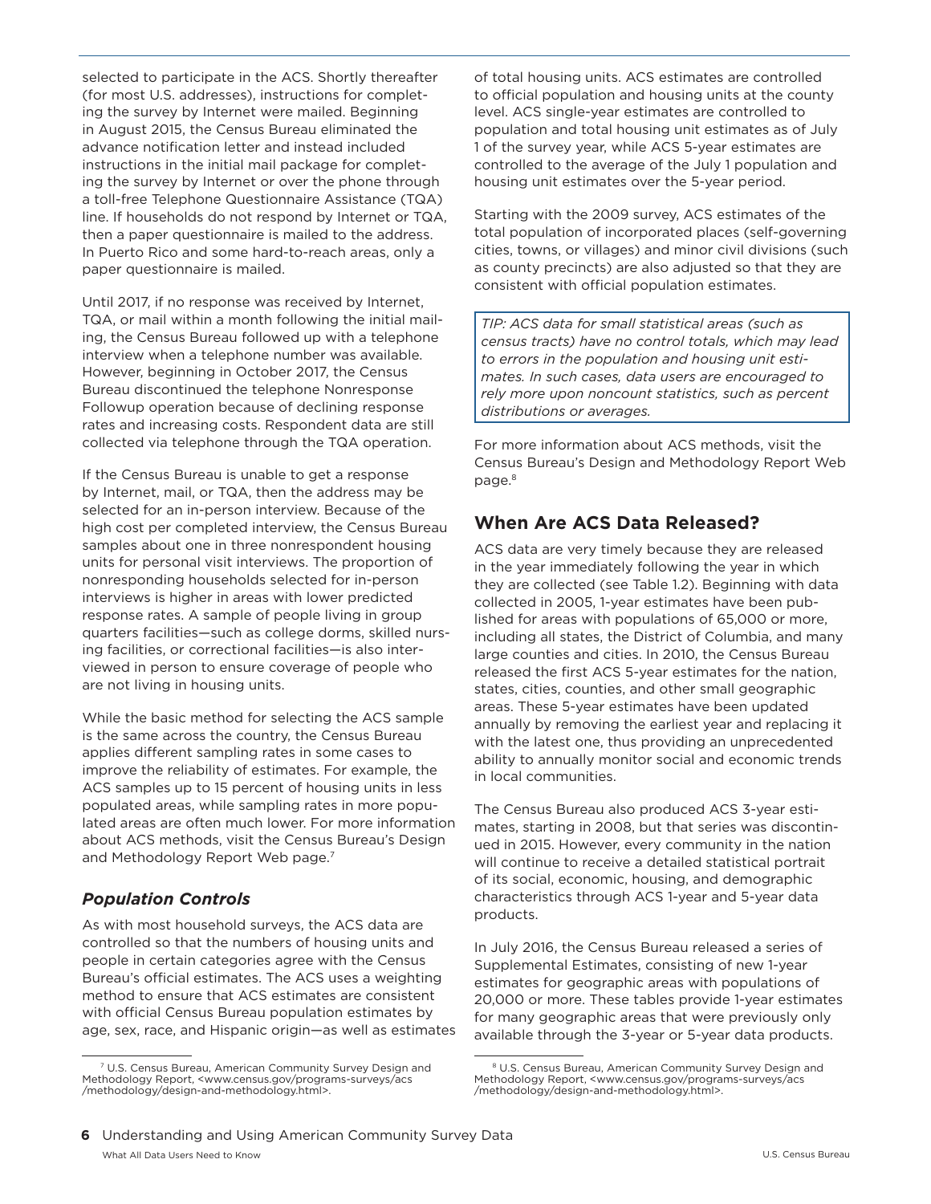selected to participate in the ACS. Shortly thereafter (for most U.S. addresses), instructions for completing the survey by Internet were mailed. Beginning in August 2015, the Census Bureau eliminated the advance notification letter and instead included instructions in the initial mail package for completing the survey by Internet or over the phone through a toll-free Telephone Questionnaire Assistance (TQA) line. If households do not respond by Internet or TQA, then a paper questionnaire is mailed to the address. In Puerto Rico and some hard-to-reach areas, only a paper questionnaire is mailed.

Until 2017, if no response was received by Internet, TQA, or mail within a month following the initial mailing, the Census Bureau followed up with a telephone interview when a telephone number was available. However, beginning in October 2017, the Census Bureau discontinued the telephone Nonresponse Followup operation because of declining response rates and increasing costs. Respondent data are still collected via telephone through the TQA operation.

If the Census Bureau is unable to get a response by Internet, mail, or TQA, then the address may be selected for an in-person interview. Because of the high cost per completed interview, the Census Bureau samples about one in three nonrespondent housing units for personal visit interviews. The proportion of nonresponding households selected for in-person interviews is higher in areas with lower predicted response rates. A sample of people living in group quarters facilities—such as college dorms, skilled nursing facilities, or correctional facilities—is also interviewed in person to ensure coverage of people who are not living in housing units.

While the basic method for selecting the ACS sample is the same across the country, the Census Bureau applies different sampling rates in some cases to improve the reliability of estimates. For example, the ACS samples up to 15 percent of housing units in less populated areas, while sampling rates in more populated areas are often much lower. For more information about ACS methods, visit the Census Bureau's Design and Methodology Report Web page.[7]

### *Population Controls*

As with most household surveys, the ACS data are controlled so that the numbers of housing units and people in certain categories agree with the Census Bureau's official estimates. The ACS uses a weighting method to ensure that ACS estimates are consistent with official Census Bureau population estimates by age, sex, race, and Hispanic origin—as well as estimates of total housing units. ACS estimates are controlled to official population and housing units at the county level. ACS single-year estimates are controlled to population and total housing unit estimates as of July 1 of the survey year, while ACS 5-year estimates are controlled to the average of the July 1 population and housing unit estimates over the 5-year period.

Starting with the 2009 survey, ACS estimates of the total population of incorporated places (self-governing cities, towns, or villages) and minor civil divisions (such as county precincts) are also adjusted so that they are consistent with official population estimates.

*TIP: ACS data for small statistical areas (such as census tracts) have no control totals, which may lead to errors in the population and housing unit estimates. In such cases, data users are encouraged to rely more upon noncount statistics, such as percent distributions or averages.*

For more information about ACS methods, visit the Census Bureau's Design and Methodology Report Web page.[8]

## When Are ACS Data Released?

ACS data are very timely because they are released in the year immediately following the year in which they are collected (see Table 1.2). Beginning with data collected in 2005, 1-year estimates have been published for areas with populations of 65,000 or more, including all states, the District of Columbia, and many large counties and cities. In 2010, the Census Bureau released the first ACS 5-year estimates for the nation, states, cities, counties, and other small geographic areas. These 5-year estimates have been updated annually by removing the earliest year and replacing it with the latest one, thus providing an unprecedented ability to annually monitor social and economic trends in local communities.

The Census Bureau also produced ACS 3-year estimates, starting in 2008, but that series was discontinued in 2015. However, every community in the nation will continue to receive a detailed statistical portrait of its social, economic, housing, and demographic characteristics through ACS 1-year and 5-year data products.

In July 2016, the Census Bureau released a series of Supplemental Estimates, consisting of new 1-year estimates for geographic areas with populations of 20,000 or more. These tables provide 1-year estimates for many geographic areas that were previously only available through the 3-year or 5-year data products.

---

[7] U.S. Census Bureau, American Community Survey Design and Methodology Report, <www.census.gov/programs-surveys/acs/methodology/design-and-methodology.html>.

[8] U.S. Census Bureau, American Community Survey Design and Methodology Report, <www.census.gov/programs-surveys/acs/methodology/design-and-methodology.html>.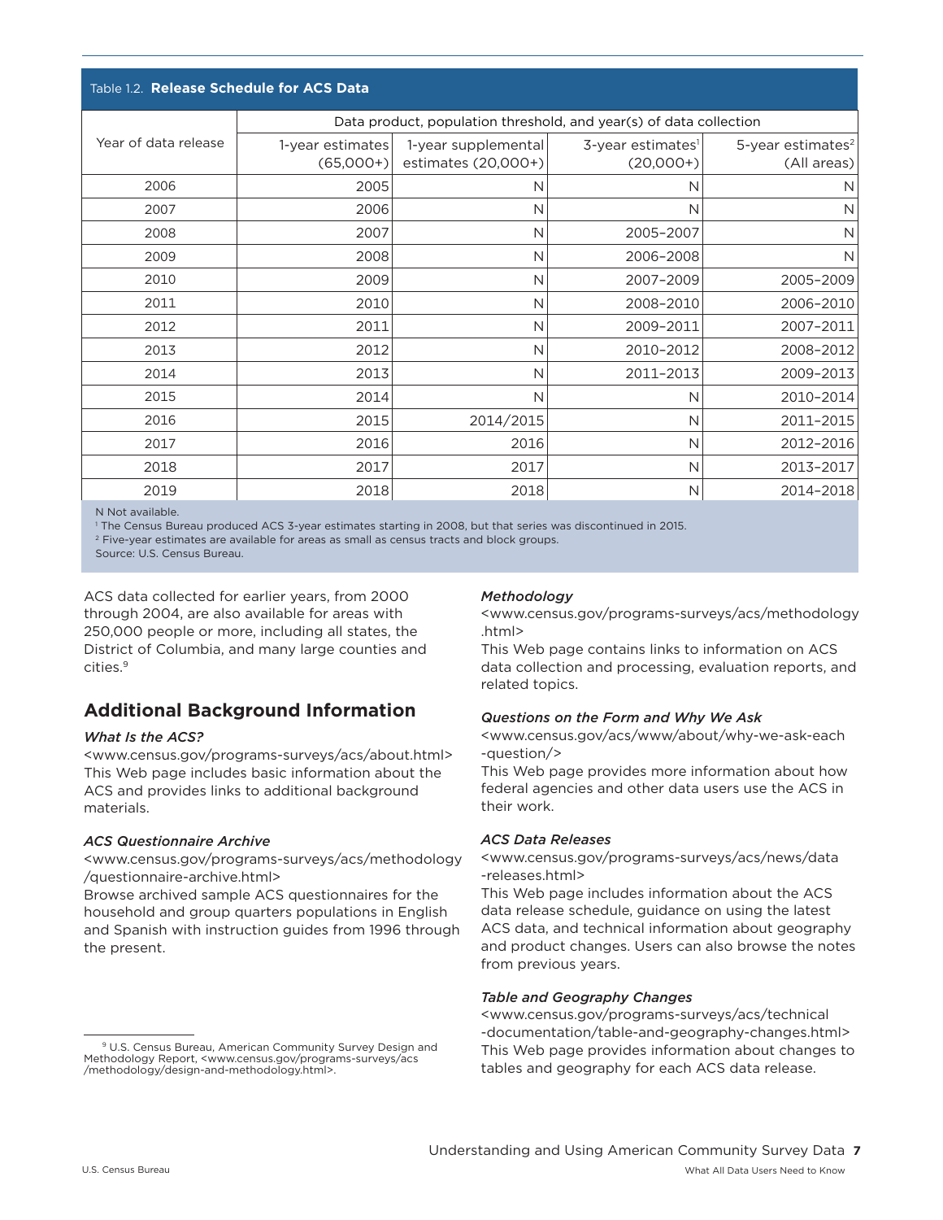Table 1.2. **Release Schedule for ACS Data**

| Year of data release | Data product, population threshold, and year(s) of data collection | | | |
|---|---|---|---|---|
| | 1-year estimates (65,000+) | 1-year supplemental estimates (20,000+) | 3-year estimates[1] (20,000+) | 5-year estimates[2] (All areas) |
| 2006 | 2005 | N | N | N |
| 2007 | 2006 | N | N | N |
| 2008 | 2007 | N | 2005–2007 | N |
| 2009 | 2008 | N | 2006–2008 | N |
| 2010 | 2009 | N | 2007–2009 | 2005–2009 |
| 2011 | 2010 | N | 2008–2010 | 2006–2010 |
| 2012 | 2011 | N | 2009–2011 | 2007–2011 |
| 2013 | 2012 | N | 2010–2012 | 2008–2012 |
| 2014 | 2013 | N | 2011–2013 | 2009–2013 |
| 2015 | 2014 | N | N | 2010–2014 |
| 2016 | 2015 | 2014/2015 | N | 2011–2015 |
| 2017 | 2016 | 2016 | N | 2012–2016 |
| 2018 | 2017 | 2017 | N | 2013–2017 |
| 2019 | 2018 | 2018 | N | 2014–2018 |

N Not available.

[1] The Census Bureau produced ACS 3-year estimates starting in 2008, but that series was discontinued in 2015.

[2] Five-year estimates are available for areas as small as census tracts and block groups.

Source: U.S. Census Bureau.

ACS data collected for earlier years, from 2000 through 2004, are also available for areas with 250,000 people or more, including all states, the District of Columbia, and many large counties and cities.[9]

## Additional Background Information

*What Is the ACS?*
<www.census.gov/programs-surveys/acs/about.html>
This Web page includes basic information about the ACS and provides links to additional background materials.

*ACS Questionnaire Archive*
<www.census.gov/programs-surveys/acs/methodology/questionnaire-archive.html>
Browse archived sample ACS questionnaires for the household and group quarters populations in English and Spanish with instruction guides from 1996 through the present.

*Methodology*
<www.census.gov/programs-surveys/acs/methodology.html>
This Web page contains links to information on ACS data collection and processing, evaluation reports, and related topics.

*Questions on the Form and Why We Ask*
<www.census.gov/acs/www/about/why-we-ask-each-question/>
This Web page provides more information about how federal agencies and other data users use the ACS in their work.

*ACS Data Releases*
<www.census.gov/programs-surveys/acs/news/data-releases.html>
This Web page includes information about the ACS data release schedule, guidance on using the latest ACS data, and technical information about geography and product changes. Users can also browse the notes from previous years.

*Table and Geography Changes*
<www.census.gov/programs-surveys/acs/technical-documentation/table-and-geography-changes.html>
This Web page provides information about changes to tables and geography for each ACS data release.

[9] U.S. Census Bureau, American Community Survey Design and Methodology Report, <www.census.gov/programs-surveys/acs/methodology/design-and-methodology.html>.